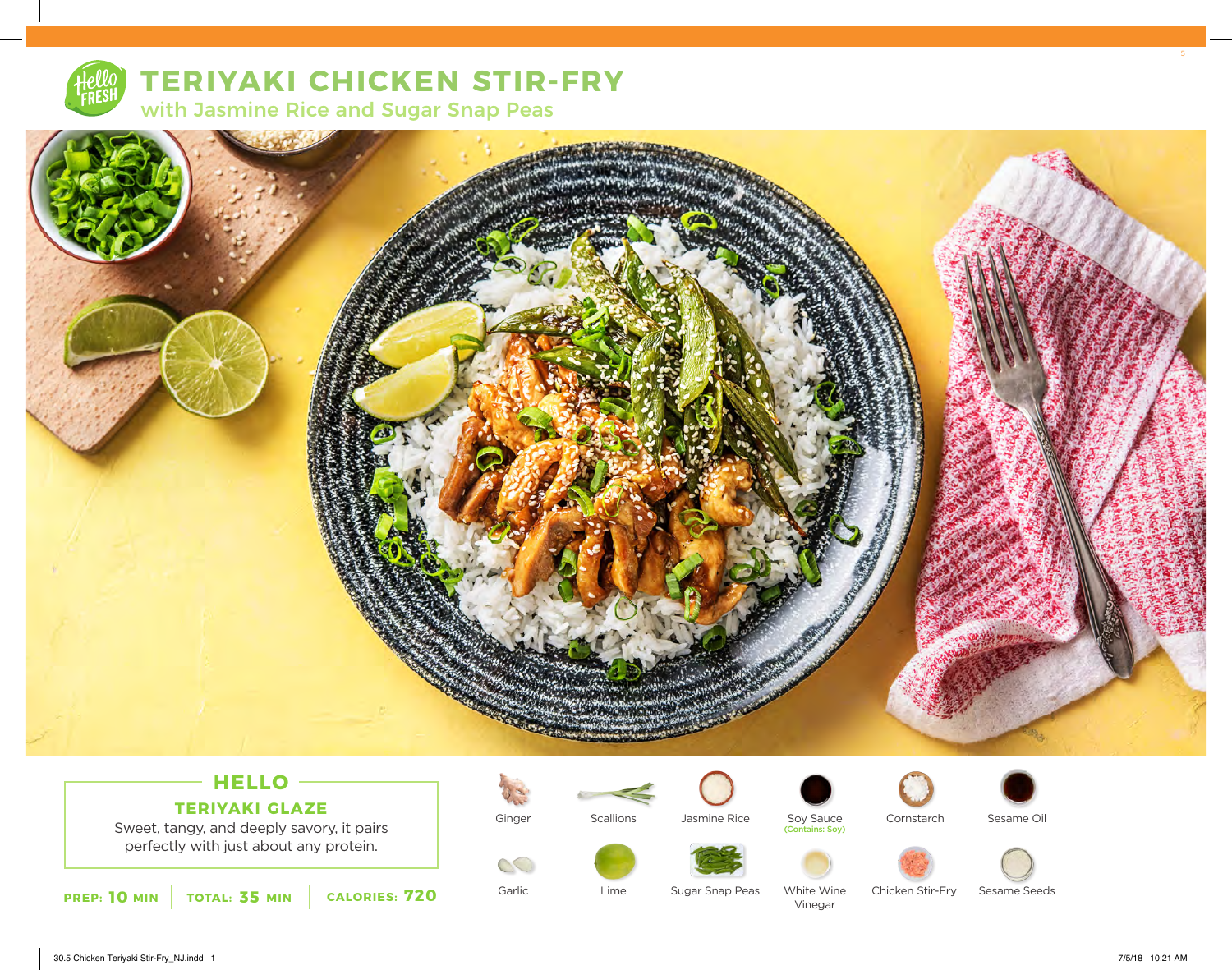# TERIYAKI CHICKEN STIR-FRY

## with Jasmine Rice and Sugar Snap Peas

### HELLO

**TERIYAKI GLAZE**

Sweet, tangy, and deeply savory, it pairs perfectly with just about any protein.

**PREP:** 10 MIN | **TOTAL:** 35 MIN | **CALORIES:** 720

- Ginger
- Scallions
- Jasmine Rice
- Soy Sauce (Contains: Soy)
- Cornstarch
- Sesame Oil
- Garlic
- Lime
- Sugar Snap Peas
- White Wine Vinegar
- Chicken Stir-Fry
- Sesame Seeds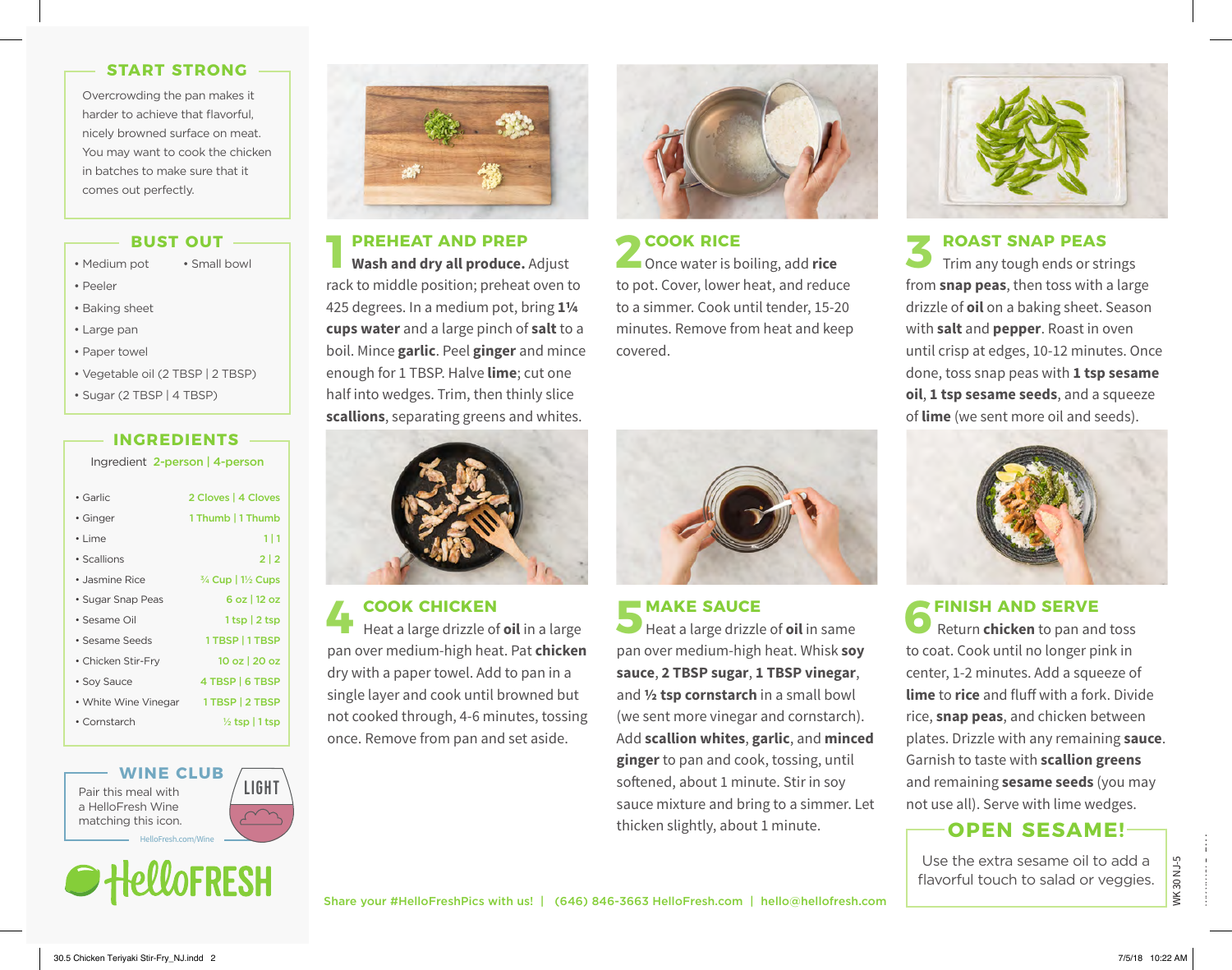## START STRONG

Overcrowding the pan makes it harder to achieve that flavorful, nicely browned surface on meat. You may want to cook the chicken in batches to make sure that it comes out perfectly.

## BUST OUT

- Medium pot
- Small bowl
- Peeler
- Baking sheet
- Large pan
- Paper towel
- Vegetable oil (2 TBSP | 2 TBSP)
- Sugar (2 TBSP | 4 TBSP)

## INGREDIENTS

| Ingredient | 2-person \| 4-person |
|---|---|
| Garlic | 2 Cloves \| 4 Cloves |
| Ginger | 1 Thumb \| 1 Thumb |
| Lime | 1 \| 1 |
| Scallions | 2 \| 2 |
| Jasmine Rice | ¾ Cup \| 1½ Cups |
| Sugar Snap Peas | 6 oz \| 12 oz |
| Sesame Oil | 1 tsp \| 2 tsp |
| Sesame Seeds | 1 TBSP \| 1 TBSP |
| Chicken Stir-Fry | 10 oz \| 20 oz |
| Soy Sauce | 4 TBSP \| 6 TBSP |
| White Wine Vinegar | 1 TBSP \| 2 TBSP |
| Cornstarch | ½ tsp \| 1 tsp |

## WINE CLUB

Pair this meal with a HelloFresh Wine matching this icon.

LIGHT

HelloFresh.com/Wine

HelloFRESH

## 1 PREHEAT AND PREP

**Wash and dry all produce.** Adjust rack to middle position; preheat oven to 425 degrees. In a medium pot, bring **1¼ cups water** and a large pinch of **salt** to a boil. Mince **garlic**. Peel **ginger** and mince enough for 1 TBSP. Halve **lime**; cut one half into wedges. Trim, then thinly slice **scallions**, separating greens and whites.

## 2 COOK RICE

Once water is boiling, add **rice** to pot. Cover, lower heat, and reduce to a simmer. Cook until tender, 15-20 minutes. Remove from heat and keep covered.

## 3 ROAST SNAP PEAS

Trim any tough ends or strings from **snap peas**, then toss with a large drizzle of **oil** on a baking sheet. Season with **salt** and **pepper**. Roast in oven until crisp at edges, 10-12 minutes. Once done, toss snap peas with **1 tsp sesame oil**, **1 tsp sesame seeds**, and a squeeze of **lime** (we sent more oil and seeds).

## 4 COOK CHICKEN

Heat a large drizzle of **oil** in a large pan over medium-high heat. Pat **chicken** dry with a paper towel. Add to pan in a single layer and cook until browned but not cooked through, 4-6 minutes, tossing once. Remove from pan and set aside.

## 5 MAKE SAUCE

Heat a large drizzle of **oil** in same pan over medium-high heat. Whisk **soy sauce**, **2 TBSP sugar**, **1 TBSP vinegar**, and **½ tsp cornstarch** in a small bowl (we sent more vinegar and cornstarch). Add **scallion whites**, **garlic**, and **minced ginger** to pan and cook, tossing, until softened, about 1 minute. Stir in soy sauce mixture and bring to a simmer. Let thicken slightly, about 1 minute.

## 6 FINISH AND SERVE

Return **chicken** to pan and toss to coat. Cook until no longer pink in center, 1-2 minutes. Add a squeeze of **lime** to **rice** and fluff with a fork. Divide rice, **snap peas**, and chicken between plates. Drizzle with any remaining **sauce**. Garnish to taste with **scallion greens** and remaining **sesame seeds** (you may not use all). Serve with lime wedges.

## OPEN SESAME!

Use the extra sesame oil to add a flavorful touch to salad or veggies.

Share your #HelloFreshPics with us! | (646) 846-3663 HelloFresh.com | hello@hellofresh.com

WK 30 NJ-5